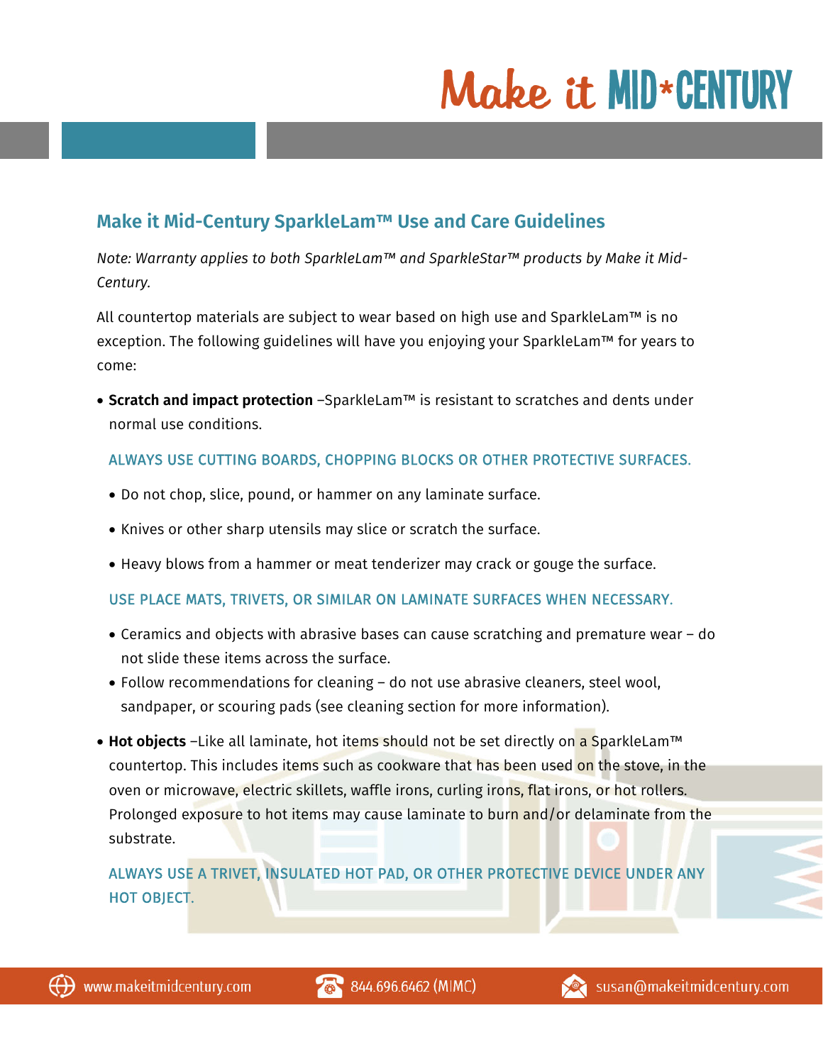# Make it MID*CENTURY

## Make it Mid-Century SparkleLam™ Use and Care Guidelines

*Note: Warranty applies to both SparkleLam™ and SparkleStar™ products by Make it Mid-Century.*

All countertop materials are subject to wear based on high use and SparkleLam™ is no exception. The following guidelines will have you enjoying your SparkleLam™ for years to come:

- **Scratch and impact protection** –SparkleLam™ is resistant to scratches and dents under normal use conditions.

  ALWAYS USE CUTTING BOARDS, CHOPPING BLOCKS OR OTHER PROTECTIVE SURFACES.

  - Do not chop, slice, pound, or hammer on any laminate surface.
  - Knives or other sharp utensils may slice or scratch the surface.
  - Heavy blows from a hammer or meat tenderizer may crack or gouge the surface.

  USE PLACE MATS, TRIVETS, OR SIMILAR ON LAMINATE SURFACES WHEN NECESSARY.

  - Ceramics and objects with abrasive bases can cause scratching and premature wear – do not slide these items across the surface.
  - Follow recommendations for cleaning – do not use abrasive cleaners, steel wool, sandpaper, or scouring pads (see cleaning section for more information).

- **Hot objects** –Like all laminate, hot items should not be set directly on a SparkleLam™ countertop. This includes items such as cookware that has been used on the stove, in the oven or microwave, electric skillets, waffle irons, curling irons, flat irons, or hot rollers. Prolonged exposure to hot items may cause laminate to burn and/or delaminate from the substrate.

  ALWAYS USE A TRIVET, INSULATED HOT PAD, OR OTHER PROTECTIVE DEVICE UNDER ANY HOT OBJECT.

www.makeitmidcentury.com | 844.696.6462 (MIMC) | susan@makeitmidcentury.com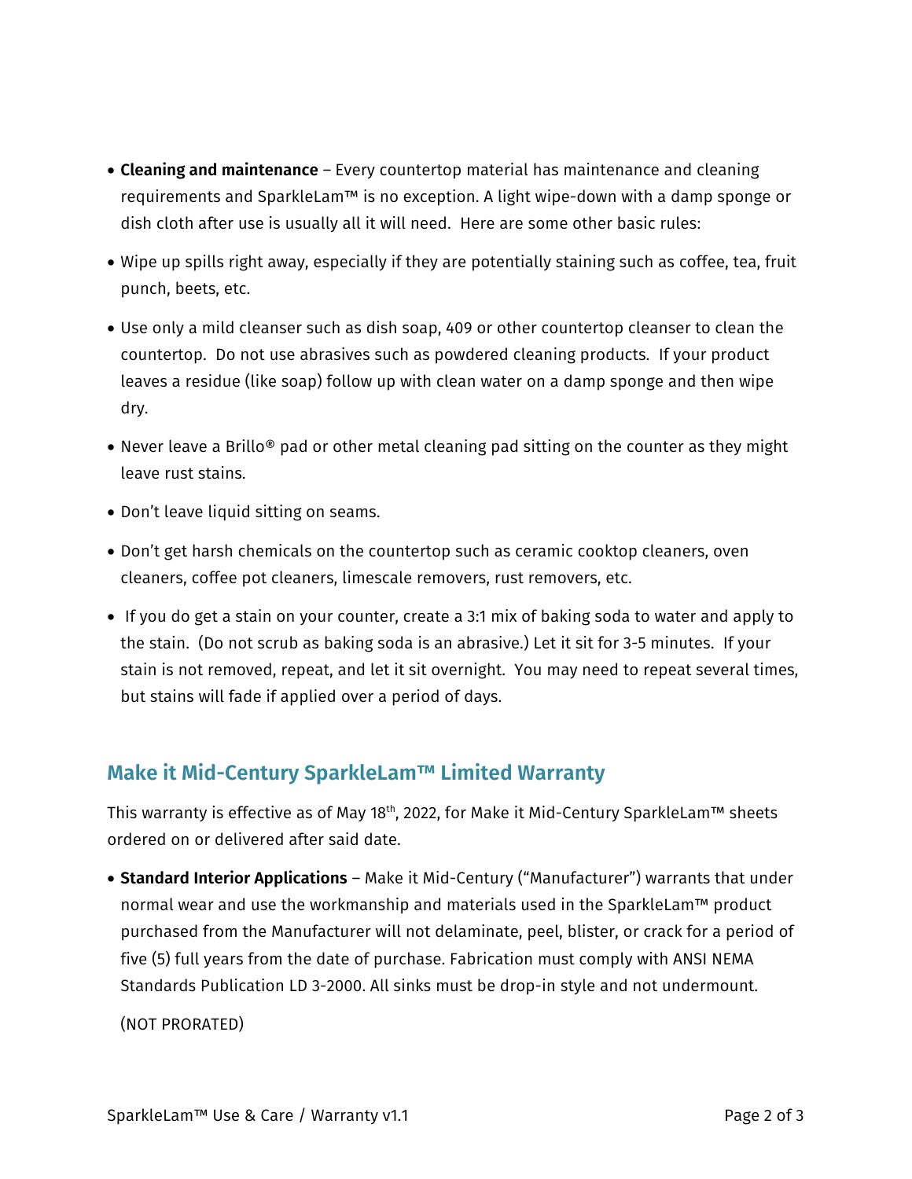- **Cleaning and maintenance** – Every countertop material has maintenance and cleaning requirements and SparkleLam™ is no exception. A light wipe-down with a damp sponge or dish cloth after use is usually all it will need. Here are some other basic rules:
- Wipe up spills right away, especially if they are potentially staining such as coffee, tea, fruit punch, beets, etc.
- Use only a mild cleanser such as dish soap, 409 or other countertop cleanser to clean the countertop. Do not use abrasives such as powdered cleaning products. If your product leaves a residue (like soap) follow up with clean water on a damp sponge and then wipe dry.
- Never leave a Brillo® pad or other metal cleaning pad sitting on the counter as they might leave rust stains.
- Don't leave liquid sitting on seams.
- Don't get harsh chemicals on the countertop such as ceramic cooktop cleaners, oven cleaners, coffee pot cleaners, limescale removers, rust removers, etc.
- If you do get a stain on your counter, create a 3:1 mix of baking soda to water and apply to the stain. (Do not scrub as baking soda is an abrasive.) Let it sit for 3-5 minutes. If your stain is not removed, repeat, and let it sit overnight. You may need to repeat several times, but stains will fade if applied over a period of days.

## Make it Mid-Century SparkleLam™ Limited Warranty

This warranty is effective as of May 18th, 2022, for Make it Mid-Century SparkleLam™ sheets ordered on or delivered after said date.

- **Standard Interior Applications** – Make it Mid-Century ("Manufacturer") warrants that under normal wear and use the workmanship and materials used in the SparkleLam™ product purchased from the Manufacturer will not delaminate, peel, blister, or crack for a period of five (5) full years from the date of purchase. Fabrication must comply with ANSI NEMA Standards Publication LD 3-2000. All sinks must be drop-in style and not undermount.

  (NOT PRORATED)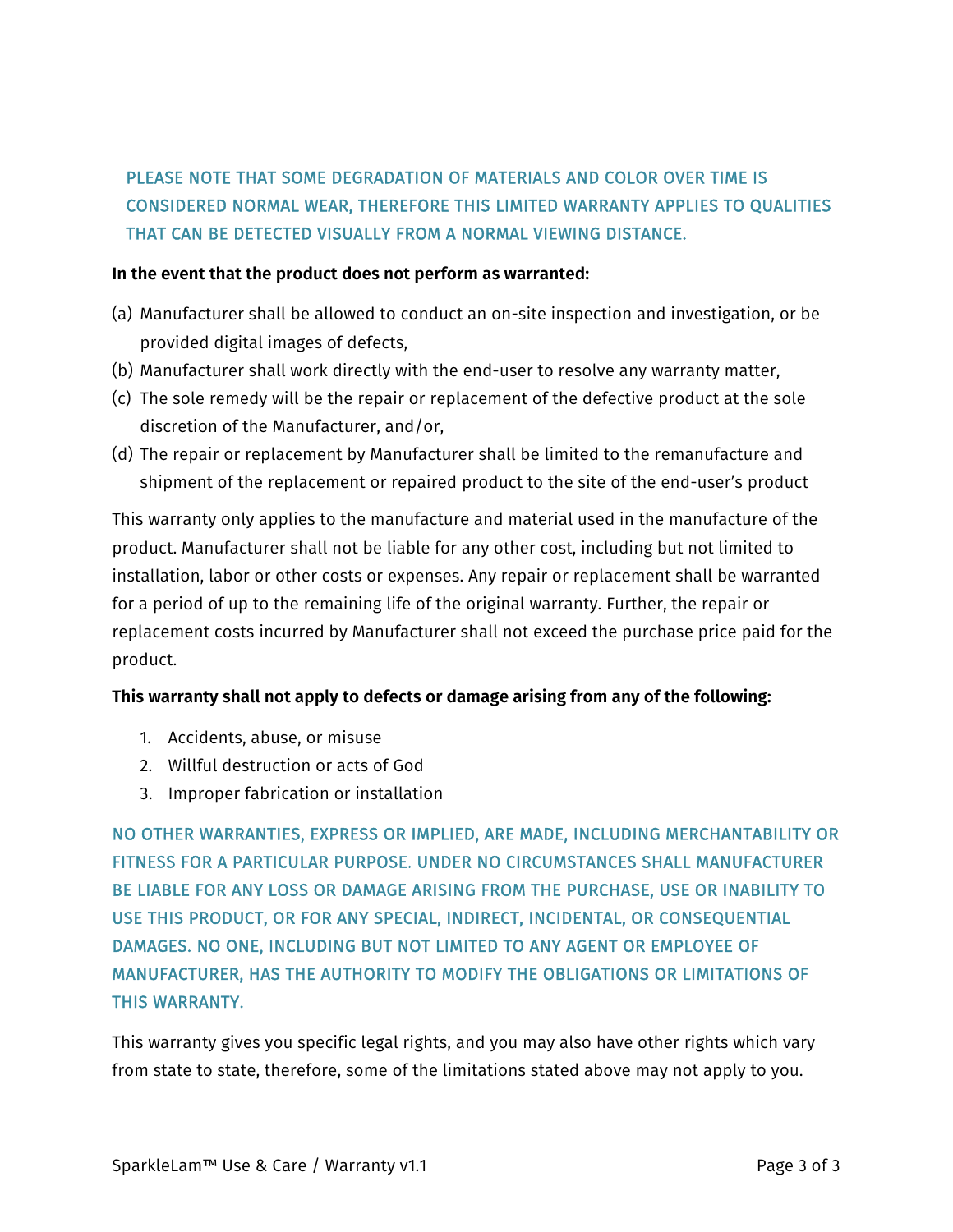PLEASE NOTE THAT SOME DEGRADATION OF MATERIALS AND COLOR OVER TIME IS CONSIDERED NORMAL WEAR, THEREFORE THIS LIMITED WARRANTY APPLIES TO QUALITIES THAT CAN BE DETECTED VISUALLY FROM A NORMAL VIEWING DISTANCE.

**In the event that the product does not perform as warranted:**

(a) Manufacturer shall be allowed to conduct an on-site inspection and investigation, or be provided digital images of defects,
(b) Manufacturer shall work directly with the end-user to resolve any warranty matter,
(c) The sole remedy will be the repair or replacement of the defective product at the sole discretion of the Manufacturer, and/or,
(d) The repair or replacement by Manufacturer shall be limited to the remanufacture and shipment of the replacement or repaired product to the site of the end-user's product

This warranty only applies to the manufacture and material used in the manufacture of the product. Manufacturer shall not be liable for any other cost, including but not limited to installation, labor or other costs or expenses. Any repair or replacement shall be warranted for a period of up to the remaining life of the original warranty. Further, the repair or replacement costs incurred by Manufacturer shall not exceed the purchase price paid for the product.

**This warranty shall not apply to defects or damage arising from any of the following:**

1. Accidents, abuse, or misuse
2. Willful destruction or acts of God
3. Improper fabrication or installation

NO OTHER WARRANTIES, EXPRESS OR IMPLIED, ARE MADE, INCLUDING MERCHANTABILITY OR FITNESS FOR A PARTICULAR PURPOSE. UNDER NO CIRCUMSTANCES SHALL MANUFACTURER BE LIABLE FOR ANY LOSS OR DAMAGE ARISING FROM THE PURCHASE, USE OR INABILITY TO USE THIS PRODUCT, OR FOR ANY SPECIAL, INDIRECT, INCIDENTAL, OR CONSEQUENTIAL DAMAGES. NO ONE, INCLUDING BUT NOT LIMITED TO ANY AGENT OR EMPLOYEE OF MANUFACTURER, HAS THE AUTHORITY TO MODIFY THE OBLIGATIONS OR LIMITATIONS OF THIS WARRANTY.

This warranty gives you specific legal rights, and you may also have other rights which vary from state to state, therefore, some of the limitations stated above may not apply to you.